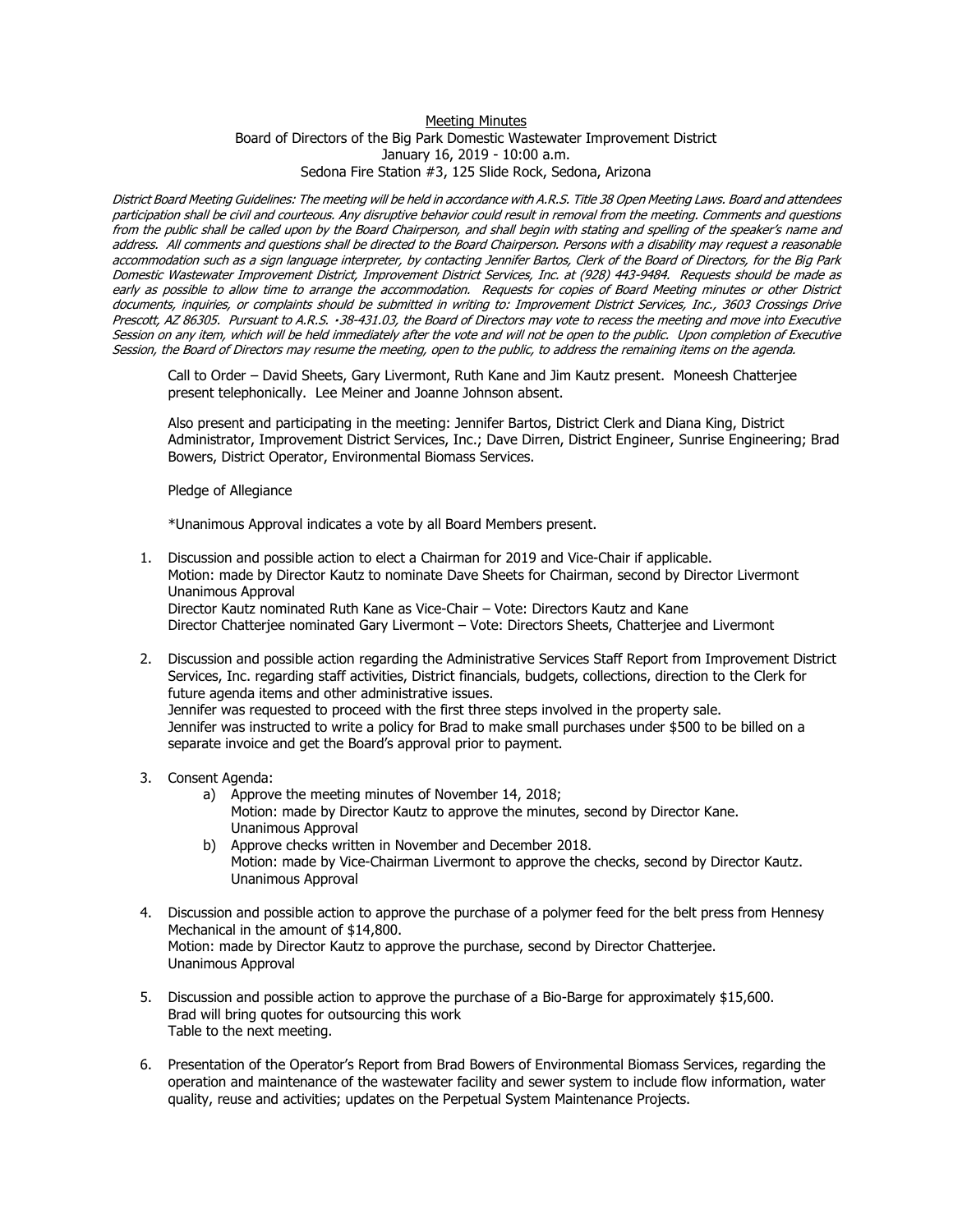Meeting Minutes

Board of Directors of the Big Park Domestic Wastewater Improvement District

January 16, 2019 - 10:00 a.m.

Sedona Fire Station #3, 125 Slide Rock, Sedona, Arizona

*District Board Meeting Guidelines: The meeting will be held in accordance with A.R.S. Title 38 Open Meeting Laws. Board and attendees participation shall be civil and courteous. Any disruptive behavior could result in removal from the meeting. Comments and questions from the public shall be called upon by the Board Chairperson, and shall begin with stating and spelling of the speaker's name and address. All comments and questions shall be directed to the Board Chairperson. Persons with a disability may request a reasonable accommodation such as a sign language interpreter, by contacting Jennifer Bartos, Clerk of the Board of Directors, for the Big Park Domestic Wastewater Improvement District, Improvement District Services, Inc. at (928) 443-9484. Requests should be made as early as possible to allow time to arrange the accommodation. Requests for copies of Board Meeting minutes or other District documents, inquiries, or complaints should be submitted in writing to: Improvement District Services, Inc., 3603 Crossings Drive Prescott, AZ 86305. Pursuant to A.R.S. •38-431.03, the Board of Directors may vote to recess the meeting and move into Executive Session on any item, which will be held immediately after the vote and will not be open to the public. Upon completion of Executive Session, the Board of Directors may resume the meeting, open to the public, to address the remaining items on the agenda.*

Call to Order – David Sheets, Gary Livermont, Ruth Kane and Jim Kautz present. Moneesh Chatterjee present telephonically. Lee Meiner and Joanne Johnson absent.

Also present and participating in the meeting: Jennifer Bartos, District Clerk and Diana King, District Administrator, Improvement District Services, Inc.; Dave Dirren, District Engineer, Sunrise Engineering; Brad Bowers, District Operator, Environmental Biomass Services.

Pledge of Allegiance

*Unanimous Approval indicates a vote by all Board Members present.

1. Discussion and possible action to elect a Chairman for 2019 and Vice-Chair if applicable.
   Motion: made by Director Kautz to nominate Dave Sheets for Chairman, second by Director Livermont
   Unanimous Approval
   Director Kautz nominated Ruth Kane as Vice-Chair – Vote: Directors Kautz and Kane
   Director Chatterjee nominated Gary Livermont – Vote: Directors Sheets, Chatterjee and Livermont

2. Discussion and possible action regarding the Administrative Services Staff Report from Improvement District Services, Inc. regarding staff activities, District financials, budgets, collections, direction to the Clerk for future agenda items and other administrative issues.
   Jennifer was requested to proceed with the first three steps involved in the property sale.
   Jennifer was instructed to write a policy for Brad to make small purchases under $500 to be billed on a separate invoice and get the Board's approval prior to payment.

3. Consent Agenda:
   a) Approve the meeting minutes of November 14, 2018;
      Motion: made by Director Kautz to approve the minutes, second by Director Kane.
      Unanimous Approval
   b) Approve checks written in November and December 2018.
      Motion: made by Vice-Chairman Livermont to approve the checks, second by Director Kautz.
      Unanimous Approval

4. Discussion and possible action to approve the purchase of a polymer feed for the belt press from Hennesy Mechanical in the amount of $14,800.
   Motion: made by Director Kautz to approve the purchase, second by Director Chatterjee.
   Unanimous Approval

5. Discussion and possible action to approve the purchase of a Bio-Barge for approximately $15,600.
   Brad will bring quotes for outsourcing this work
   Table to the next meeting.

6. Presentation of the Operator's Report from Brad Bowers of Environmental Biomass Services, regarding the operation and maintenance of the wastewater facility and sewer system to include flow information, water quality, reuse and activities; updates on the Perpetual System Maintenance Projects.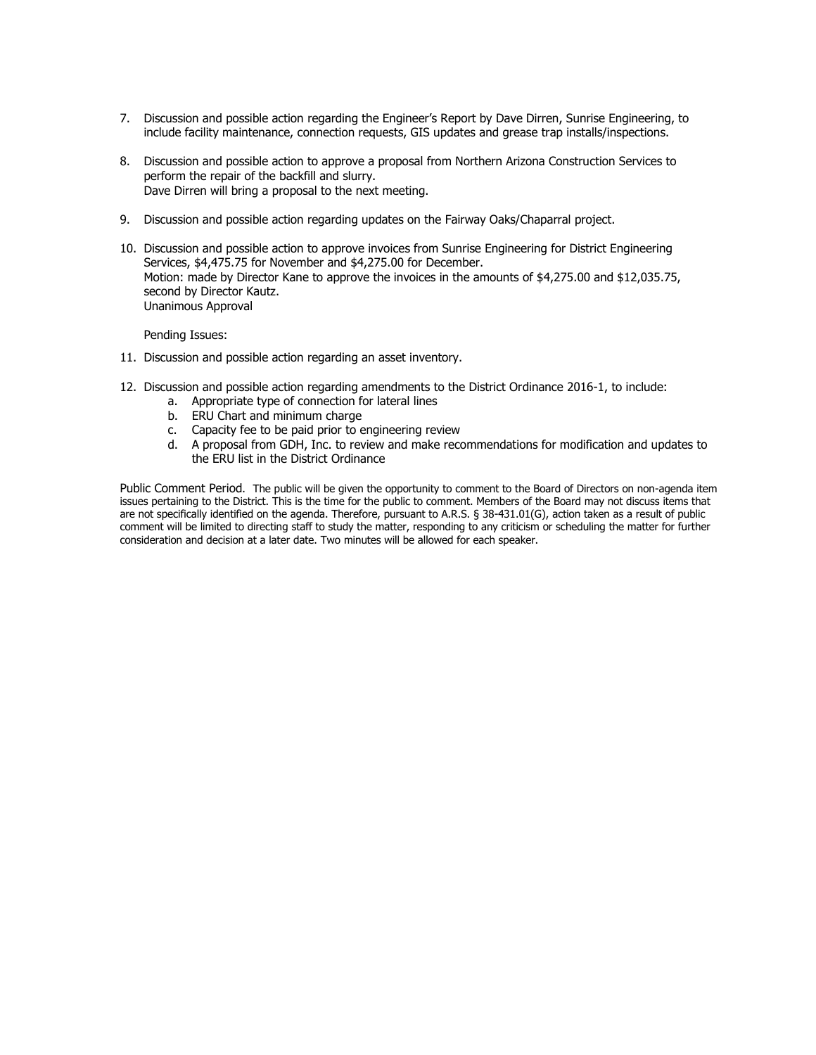7. Discussion and possible action regarding the Engineer's Report by Dave Dirren, Sunrise Engineering, to include facility maintenance, connection requests, GIS updates and grease trap installs/inspections.

8. Discussion and possible action to approve a proposal from Northern Arizona Construction Services to perform the repair of the backfill and slurry.
   Dave Dirren will bring a proposal to the next meeting.

9. Discussion and possible action regarding updates on the Fairway Oaks/Chaparral project.

10. Discussion and possible action to approve invoices from Sunrise Engineering for District Engineering Services, $4,475.75 for November and $4,275.00 for December.
    Motion: made by Director Kane to approve the invoices in the amounts of $4,275.00 and $12,035.75, second by Director Kautz.
    Unanimous Approval

    Pending Issues:

11. Discussion and possible action regarding an asset inventory.

12. Discussion and possible action regarding amendments to the District Ordinance 2016-1, to include:
    a. Appropriate type of connection for lateral lines
    b. ERU Chart and minimum charge
    c. Capacity fee to be paid prior to engineering review
    d. A proposal from GDH, Inc. to review and make recommendations for modification and updates to the ERU list in the District Ordinance

Public Comment Period. The public will be given the opportunity to comment to the Board of Directors on non-agenda item issues pertaining to the District. This is the time for the public to comment. Members of the Board may not discuss items that are not specifically identified on the agenda. Therefore, pursuant to A.R.S. § 38-431.01(G), action taken as a result of public comment will be limited to directing staff to study the matter, responding to any criticism or scheduling the matter for further consideration and decision at a later date. Two minutes will be allowed for each speaker.